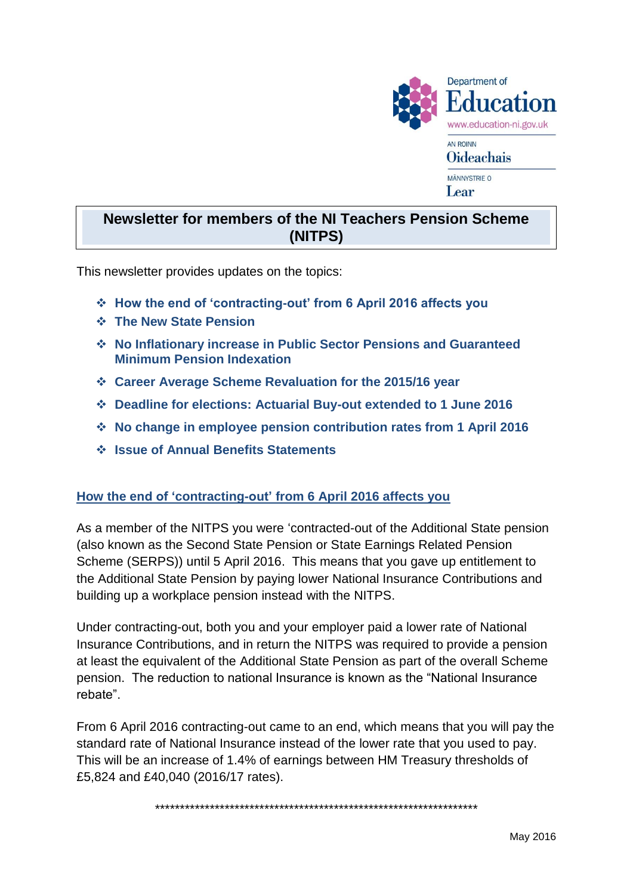Department of Education
www.education-ni.gov.uk
AN ROINN Oideachais
MÄNNYSTRIE O Lear

# Newsletter for members of the NI Teachers Pension Scheme (NITPS)

This newsletter provides updates on the topics:

- **How the end of 'contracting-out' from 6 April 2016 affects you**
- **The New State Pension**
- **No Inflationary increase in Public Sector Pensions and Guaranteed Minimum Pension Indexation**
- **Career Average Scheme Revaluation for the 2015/16 year**
- **Deadline for elections: Actuarial Buy-out extended to 1 June 2016**
- **No change in employee pension contribution rates from 1 April 2016**
- **Issue of Annual Benefits Statements**

## How the end of 'contracting-out' from 6 April 2016 affects you

As a member of the NITPS you were 'contracted-out of the Additional State pension (also known as the Second State Pension or State Earnings Related Pension Scheme (SERPS)) until 5 April 2016. This means that you gave up entitlement to the Additional State Pension by paying lower National Insurance Contributions and building up a workplace pension instead with the NITPS.

Under contracting-out, both you and your employer paid a lower rate of National Insurance Contributions, and in return the NITPS was required to provide a pension at least the equivalent of the Additional State Pension as part of the overall Scheme pension. The reduction to national Insurance is known as the "National Insurance rebate".

From 6 April 2016 contracting-out came to an end, which means that you will pay the standard rate of National Insurance instead of the lower rate that you used to pay. This will be an increase of 1.4% of earnings between HM Treasury thresholds of £5,824 and £40,040 (2016/17 rates).

*********************************************************************

May 2016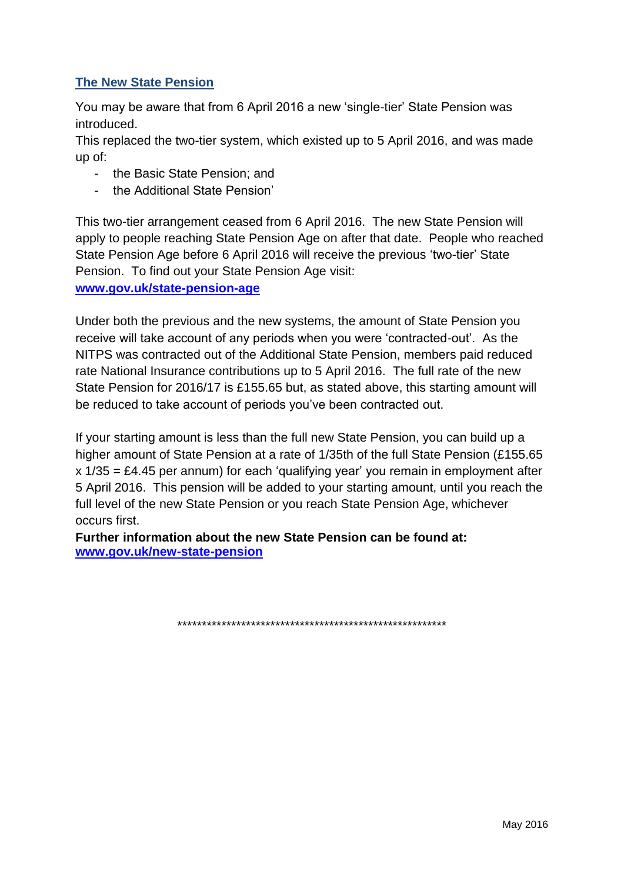## The New State Pension

You may be aware that from 6 April 2016 a new 'single-tier' State Pension was introduced.

This replaced the two-tier system, which existed up to 5 April 2016, and was made up of:

- the Basic State Pension; and
- the Additional State Pension'

This two-tier arrangement ceased from 6 April 2016. The new State Pension will apply to people reaching State Pension Age on after that date. People who reached State Pension Age before 6 April 2016 will receive the previous 'two-tier' State Pension. To find out your State Pension Age visit:
**www.gov.uk/state-pension-age**

Under both the previous and the new systems, the amount of State Pension you receive will take account of any periods when you were 'contracted-out'. As the NITPS was contracted out of the Additional State Pension, members paid reduced rate National Insurance contributions up to 5 April 2016. The full rate of the new State Pension for 2016/17 is £155.65 but, as stated above, this starting amount will be reduced to take account of periods you've been contracted out.

If your starting amount is less than the full new State Pension, you can build up a higher amount of State Pension at a rate of 1/35th of the full State Pension (£155.65 x 1/35 = £4.45 per annum) for each 'qualifying year' you remain in employment after 5 April 2016. This pension will be added to your starting amount, until you reach the full level of the new State Pension or you reach State Pension Age, whichever occurs first.

**Further information about the new State Pension can be found at:**
**www.gov.uk/new-state-pension**

*********************************************************

May 2016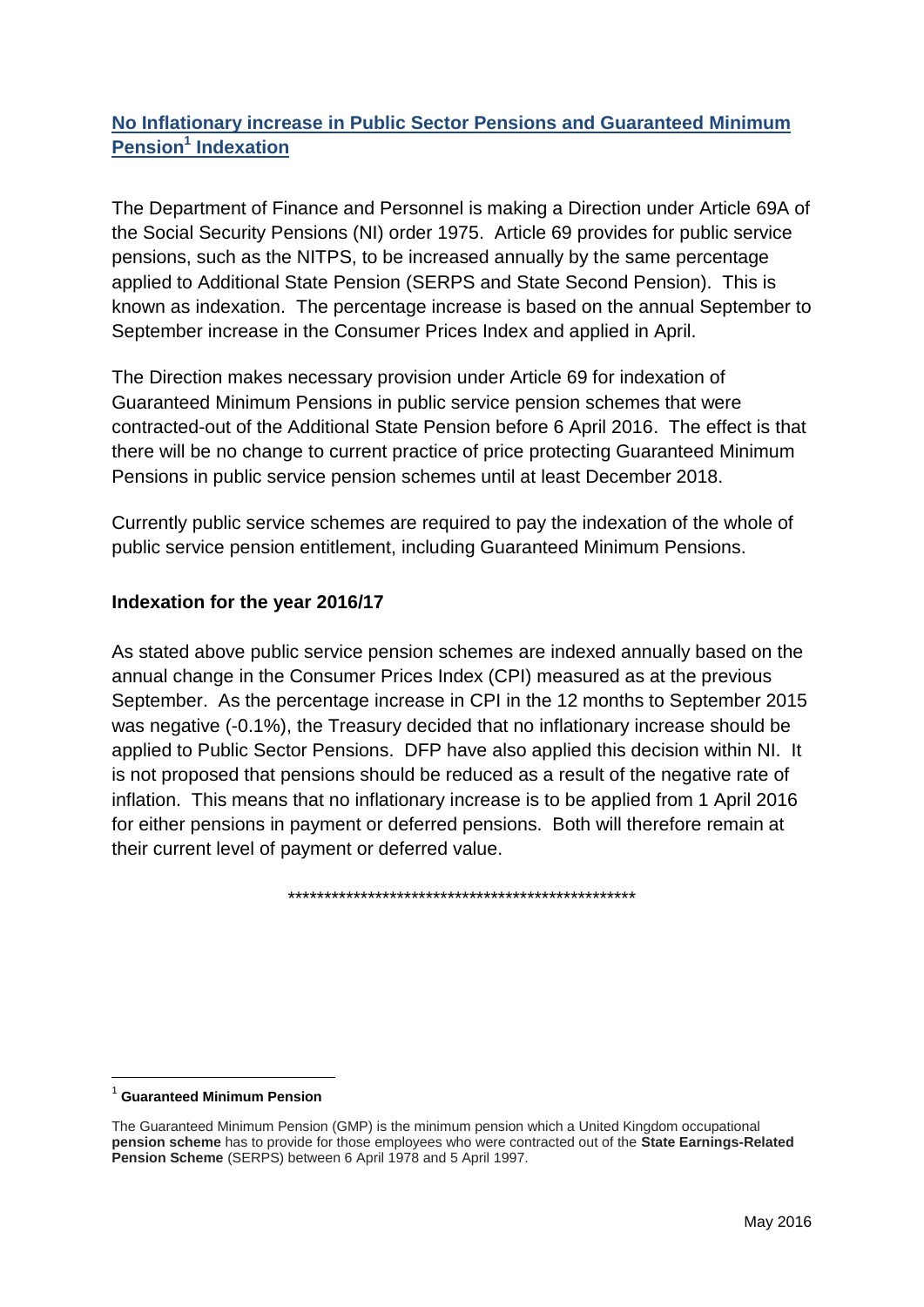## No Inflationary increase in Public Sector Pensions and Guaranteed Minimum Pension[1] Indexation

The Department of Finance and Personnel is making a Direction under Article 69A of the Social Security Pensions (NI) order 1975. Article 69 provides for public service pensions, such as the NITPS, to be increased annually by the same percentage applied to Additional State Pension (SERPS and State Second Pension). This is known as indexation. The percentage increase is based on the annual September to September increase in the Consumer Prices Index and applied in April.

The Direction makes necessary provision under Article 69 for indexation of Guaranteed Minimum Pensions in public service pension schemes that were contracted-out of the Additional State Pension before 6 April 2016. The effect is that there will be no change to current practice of price protecting Guaranteed Minimum Pensions in public service pension schemes until at least December 2018.

Currently public service schemes are required to pay the indexation of the whole of public service pension entitlement, including Guaranteed Minimum Pensions.

### Indexation for the year 2016/17

As stated above public service pension schemes are indexed annually based on the annual change in the Consumer Prices Index (CPI) measured as at the previous September. As the percentage increase in CPI in the 12 months to September 2015 was negative (-0.1%), the Treasury decided that no inflationary increase should be applied to Public Sector Pensions. DFP have also applied this decision within NI. It is not proposed that pensions should be reduced as a result of the negative rate of inflation. This means that no inflationary increase is to be applied from 1 April 2016 for either pensions in payment or deferred pensions. Both will therefore remain at their current level of payment or deferred value.

**************************************************

---

[1] **Guaranteed Minimum Pension**

The Guaranteed Minimum Pension (GMP) is the minimum pension which a United Kingdom occupational **pension scheme** has to provide for those employees who were contracted out of the **State Earnings-Related Pension Scheme** (SERPS) between 6 April 1978 and 5 April 1997.

May 2016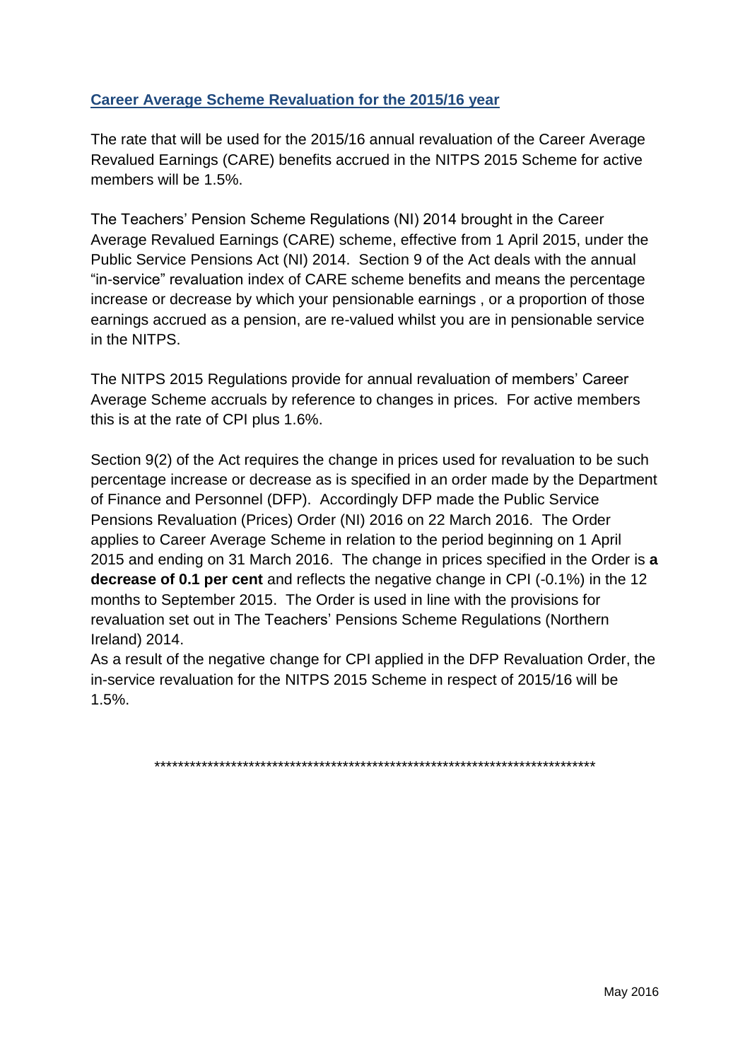## Career Average Scheme Revaluation for the 2015/16 year

The rate that will be used for the 2015/16 annual revaluation of the Career Average Revalued Earnings (CARE) benefits accrued in the NITPS 2015 Scheme for active members will be 1.5%.

The Teachers' Pension Scheme Regulations (NI) 2014 brought in the Career Average Revalued Earnings (CARE) scheme, effective from 1 April 2015, under the Public Service Pensions Act (NI) 2014. Section 9 of the Act deals with the annual "in-service" revaluation index of CARE scheme benefits and means the percentage increase or decrease by which your pensionable earnings , or a proportion of those earnings accrued as a pension, are re-valued whilst you are in pensionable service in the NITPS.

The NITPS 2015 Regulations provide for annual revaluation of members' Career Average Scheme accruals by reference to changes in prices. For active members this is at the rate of CPI plus 1.6%.

Section 9(2) of the Act requires the change in prices used for revaluation to be such percentage increase or decrease as is specified in an order made by the Department of Finance and Personnel (DFP). Accordingly DFP made the Public Service Pensions Revaluation (Prices) Order (NI) 2016 on 22 March 2016. The Order applies to Career Average Scheme in relation to the period beginning on 1 April 2015 and ending on 31 March 2016. The change in prices specified in the Order is **a decrease of 0.1 per cent** and reflects the negative change in CPI (-0.1%) in the 12 months to September 2015. The Order is used in line with the provisions for revaluation set out in The Teachers' Pensions Scheme Regulations (Northern Ireland) 2014.

As a result of the negative change for CPI applied in the DFP Revaluation Order, the in-service revaluation for the NITPS 2015 Scheme in respect of 2015/16 will be 1.5%.

******************************************************************************

May 2016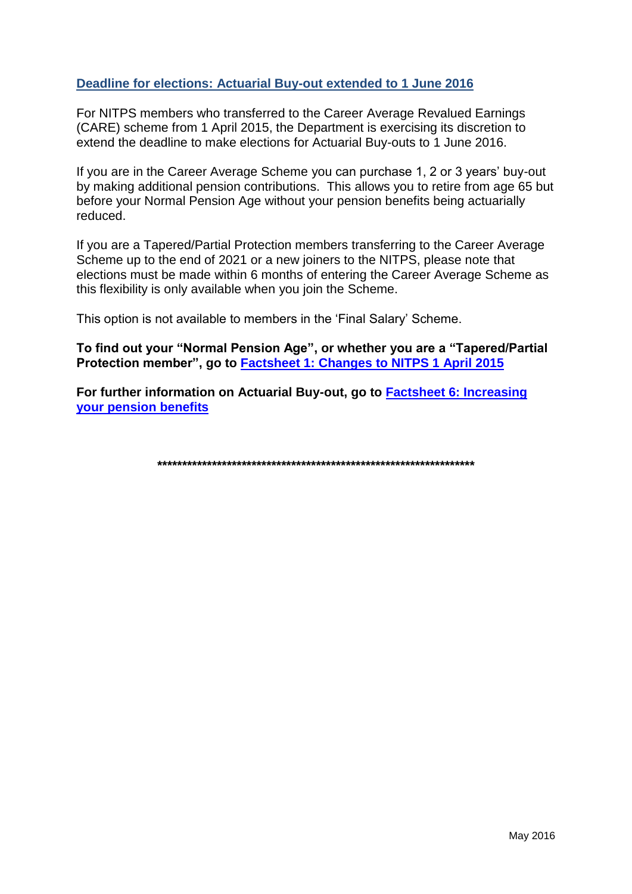## Deadline for elections: Actuarial Buy-out extended to 1 June 2016

For NITPS members who transferred to the Career Average Revalued Earnings (CARE) scheme from 1 April 2015, the Department is exercising its discretion to extend the deadline to make elections for Actuarial Buy-outs to 1 June 2016.

If you are in the Career Average Scheme you can purchase 1, 2 or 3 years' buy-out by making additional pension contributions. This allows you to retire from age 65 but before your Normal Pension Age without your pension benefits being actuarially reduced.

If you are a Tapered/Partial Protection members transferring to the Career Average Scheme up to the end of 2021 or a new joiners to the NITPS, please note that elections must be made within 6 months of entering the Career Average Scheme as this flexibility is only available when you join the Scheme.

This option is not available to members in the 'Final Salary' Scheme.

**To find out your "Normal Pension Age", or whether you are a "Tapered/Partial Protection member", go to Factsheet 1: Changes to NITPS 1 April 2015**

**For further information on Actuarial Buy-out, go to Factsheet 6: Increasing your pension benefits**

**********************************************************************

May 2016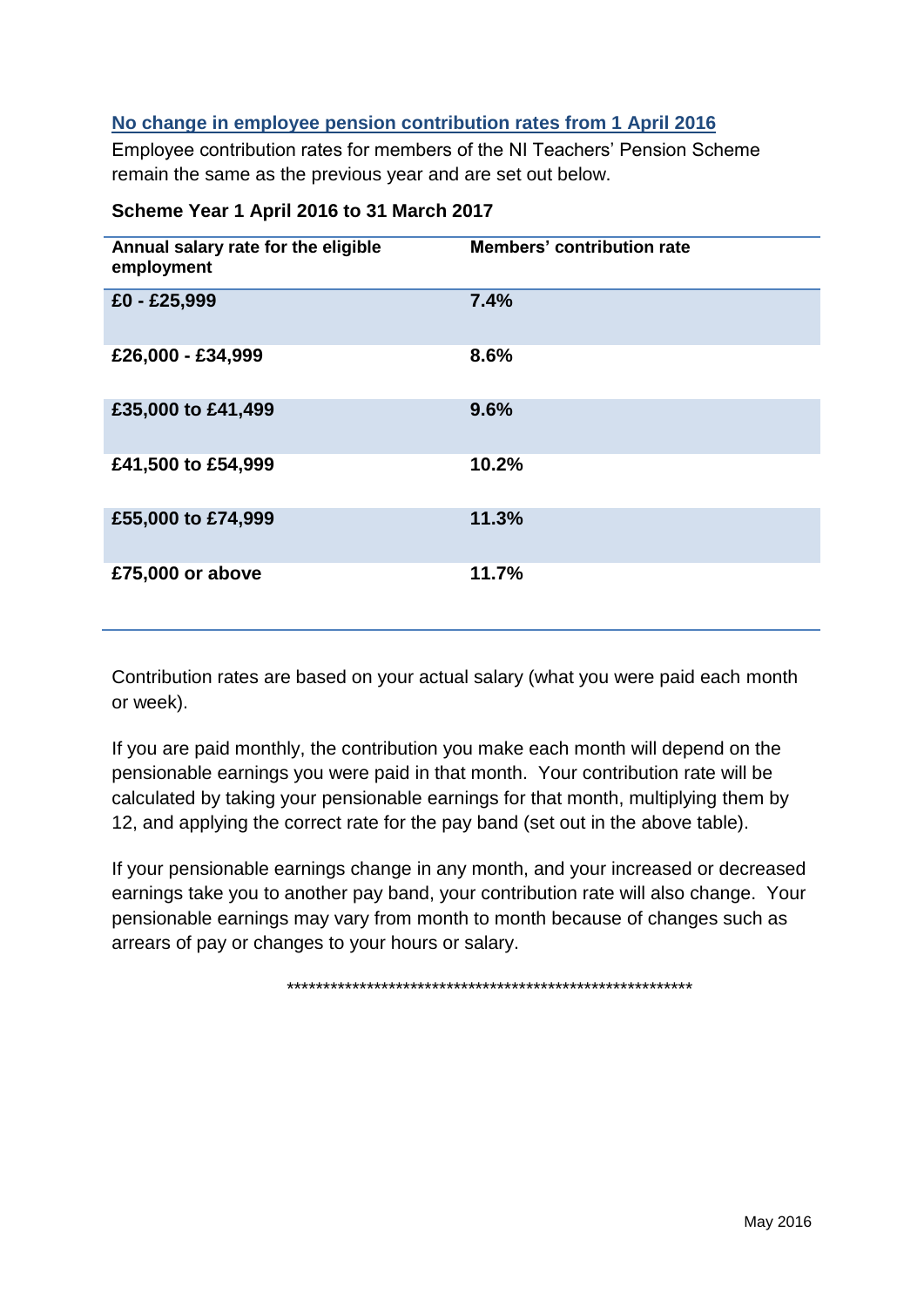## No change in employee pension contribution rates from 1 April 2016

Employee contribution rates for members of the NI Teachers' Pension Scheme remain the same as the previous year and are set out below.

**Scheme Year 1 April 2016 to 31 March 2017**

| Annual salary rate for the eligible employment | Members' contribution rate |
|---|---|
| **£0 - £25,999** | **7.4%** |
| **£26,000 - £34,999** | **8.6%** |
| **£35,000 to £41,499** | **9.6%** |
| **£41,500 to £54,999** | **10.2%** |
| **£55,000 to £74,999** | **11.3%** |
| **£75,000 or above** | **11.7%** |

Contribution rates are based on your actual salary (what you were paid each month or week).

If you are paid monthly, the contribution you make each month will depend on the pensionable earnings you were paid in that month. Your contribution rate will be calculated by taking your pensionable earnings for that month, multiplying them by 12, and applying the correct rate for the pay band (set out in the above table).

If your pensionable earnings change in any month, and your increased or decreased earnings take you to another pay band, your contribution rate will also change. Your pensionable earnings may vary from month to month because of changes such as arrears of pay or changes to your hours or salary.

************************************************************

May 2016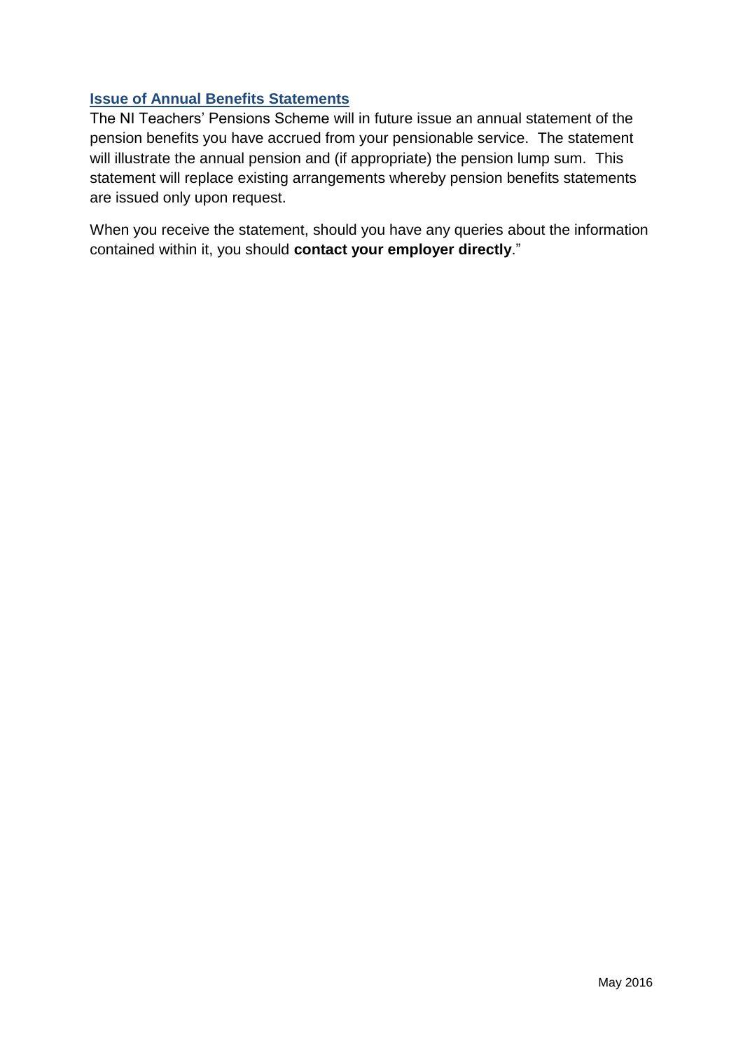## Issue of Annual Benefits Statements

The NI Teachers' Pensions Scheme will in future issue an annual statement of the pension benefits you have accrued from your pensionable service. The statement will illustrate the annual pension and (if appropriate) the pension lump sum. This statement will replace existing arrangements whereby pension benefits statements are issued only upon request.

When you receive the statement, should you have any queries about the information contained within it, you should **contact your employer directly**."

May 2016